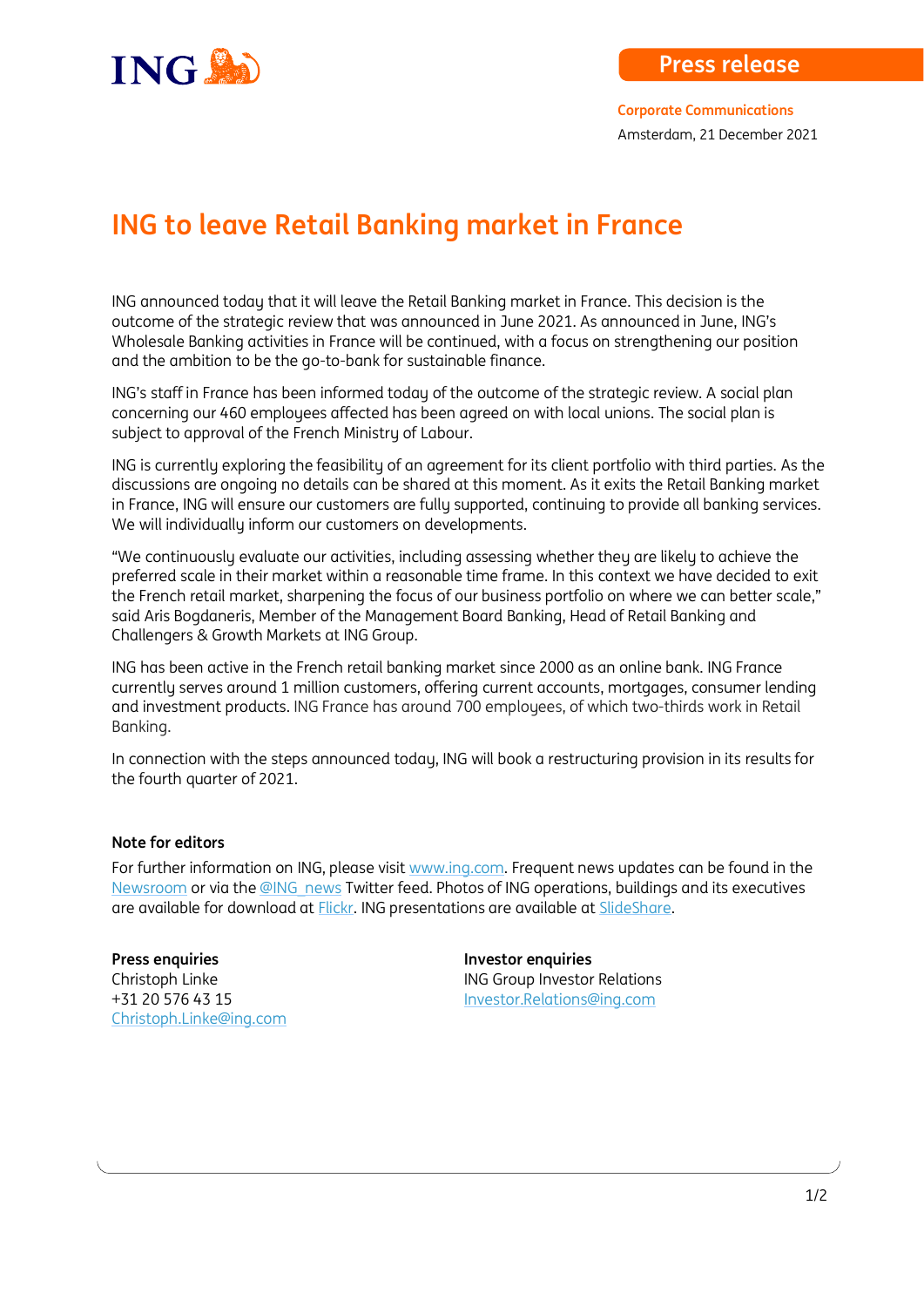Press release

**Corporate Communications**

Amsterdam, 21 December 2021

# ING to leave Retail Banking market in France

ING announced today that it will leave the Retail Banking market in France. This decision is the outcome of the strategic review that was announced in June 2021. As announced in June, ING's Wholesale Banking activities in France will be continued, with a focus on strengthening our position and the ambition to be the go-to-bank for sustainable finance.

ING's staff in France has been informed today of the outcome of the strategic review. A social plan concerning our 460 employees affected has been agreed on with local unions. The social plan is subject to approval of the French Ministry of Labour.

ING is currently exploring the feasibility of an agreement for its client portfolio with third parties. As the discussions are ongoing no details can be shared at this moment. As it exits the Retail Banking market in France, ING will ensure our customers are fully supported, continuing to provide all banking services. We will individually inform our customers on developments.

"We continuously evaluate our activities, including assessing whether they are likely to achieve the preferred scale in their market within a reasonable time frame. In this context we have decided to exit the French retail market, sharpening the focus of our business portfolio on where we can better scale," said Aris Bogdaneris, Member of the Management Board Banking, Head of Retail Banking and Challengers & Growth Markets at ING Group.

ING has been active in the French retail banking market since 2000 as an online bank. ING France currently serves around 1 million customers, offering current accounts, mortgages, consumer lending and investment products. ING France has around 700 employees, of which two-thirds work in Retail Banking.

In connection with the steps announced today, ING will book a restructuring provision in its results for the fourth quarter of 2021.

**Note for editors**

For further information on ING, please visit www.ing.com. Frequent news updates can be found in the Newsroom or via the @ING_news Twitter feed. Photos of ING operations, buildings and its executives are available for download at Flickr. ING presentations are available at SlideShare.

**Press enquiries**
Christoph Linke
+31 20 576 43 15
Christoph.Linke@ing.com

**Investor enquiries**
ING Group Investor Relations
Investor.Relations@ing.com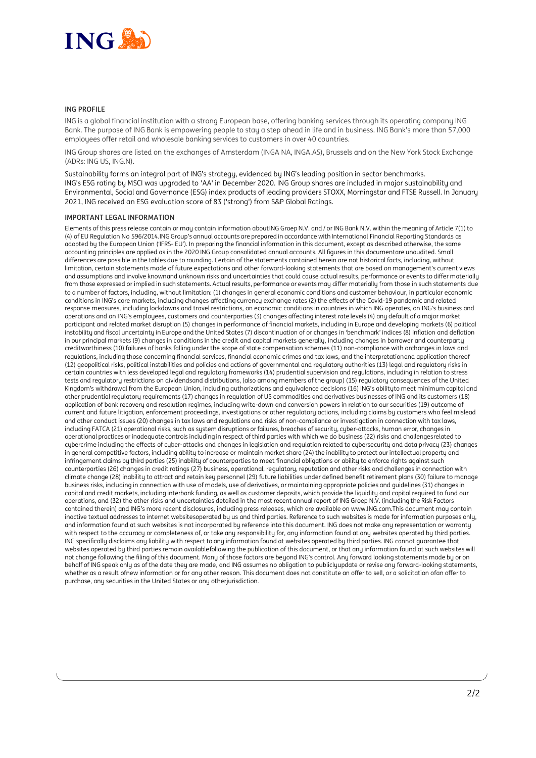**ING PROFILE**

ING is a global financial institution with a strong European base, offering banking services through its operating company ING Bank. The purpose of ING Bank is empowering people to stay a step ahead in life and in business. ING Bank's more than 57,000 employees offer retail and wholesale banking services to customers in over 40 countries.

ING Group shares are listed on the exchanges of Amsterdam (INGA NA, INGA.AS), Brussels and on the New York Stock Exchange (ADRs: ING US, ING.N).

Sustainability forms an integral part of ING's strategy, evidenced by ING's leading position in sector benchmarks. ING's ESG rating by MSCI was upgraded to 'AA' in December 2020. ING Group shares are included in major sustainability and Environmental, Social and Governance (ESG) index products of leading providers STOXX, Morningstar and FTSE Russell. In January 2021, ING received an ESG evaluation score of 83 ('strong') from S&P Global Ratings.

**IMPORTANT LEGAL INFORMATION**

Elements of this press release contain or may contain information aboutING Groep N.V. and / or ING Bank N.V. within the meaning of Article 7(1) to (4) of EU Regulation No 596/2014.ING Group's annual accounts are prepared in accordance with International Financial Reporting Standards as adopted by the European Union ('IFRS- EU'). In preparing the financial information in this document, except as described otherwise, the same accounting principles are applied as in the 2020 ING Group consolidated annual accounts. All figures in this documentare unaudited. Small differences are possible in the tables due to rounding. Certain of the statements contained herein are not historical facts, including, without limitation, certain statements made of future expectations and other forward-looking statements that are based on management's current views and assumptions and involve knownand unknown risks and uncertainties that could cause actual results, performance or events to differ materially from those expressed or implied in such statements. Actual results, performance or events may differ materially from those in such statements due to a number of factors, including, without limitation: (1) changes in general economic conditions and customer behaviour, in particular economic conditions in ING's core markets, including changes affecting currency exchange rates (2) the effects of the Covid-19 pandemic and related response measures, including lockdowns and travel restrictions, on economic conditions in countries in which ING operates, on ING's business and operations and on ING's employees, customers and counterparties (3) changes affecting interest rate levels (4) any default of a major market participant and related market disruption (5) changes in performance of financial markets, including in Europe and developing markets (6) political instability and fiscal uncertainty in Europe and the United States (7) discontinuation of or changes in 'benchmark' indices (8) inflation and deflation in our principal markets (9) changes in conditions in the credit and capital markets generally, including changes in borrower and counterparty creditworthiness (10) failures of banks falling under the scope of state compensation schemes (11) non-compliance with orchanges in laws and regulations, including those concerning financial services, financial economic crimes and tax laws, and the interpretationand application thereof (12) geopolitical risks, political instabilities and policies and actions of governmental and regulatory authorities (13) legal and regulatory risks in certain countries with less developed legal and regulatory frameworks (14) prudential supervision and regulations, including in relation to stress tests and regulatory restrictions on dividendsand distributions, (also among members of the group) (15) regulatory consequences of the United Kingdom's withdrawal from the European Union, including authorizations and equivalence decisions (16) ING's abilityto meet minimum capital and other prudential regulatory requirements (17) changes in regulation of US commodities and derivatives businesses of ING and its customers (18) application of bank recovery and resolution regimes, including write-down and conversion powers in relation to our securities (19) outcome of current and future litigation, enforcement proceedings, investigations or other regulatory actions, including claims by customers who feel mislead and other conduct issues (20) changes in tax laws and regulations and risks of non-compliance or investigation in connection with tax laws, including FATCA (21) operational risks, such as system disruptions or failures, breaches of security, cyber-attacks, human error, changes in operational practices or inadequate controls including in respect of third parties with which we do business (22) risks and challengesrelated to cybercrime including the effects of cyber-attacks and changes in legislation and regulation related to cybersecurity and data privacy (23) changes in general competitive factors, including ability to increase or maintain market share (24) the inability to protect our intellectual property and infringement claims by third parties (25) inability of counterparties to meet financial obligations or ability to enforce rights against such counterparties (26) changes in credit ratings (27) business, operational, regulatory, reputation and other risks and challenges in connection with climate change (28) inability to attract and retain key personnel (29) future liabilities under defined benefit retirement plans (30) failure to manage business risks, including in connection with use of models, use of derivatives, or maintaining appropriate policies and guidelines (31) changes in capital and credit markets, including interbank funding, as well as customer deposits, which provide the liquidity and capital required to fund our operations, and (32) the other risks and uncertainties detailed in the most recent annual report of ING Groep N.V. (including the Risk Factors contained therein) and ING's more recent disclosures, including press releases, which are available on www.ING.com.This document may contain inactive textual addresses to internet websitesoperated by us and third parties. Reference to such websites is made for information purposes only, and information found at such websites is not incorporated by reference into this document. ING does not make any representation or warranty with respect to the accuracy or completeness of, or take any responsibility for, any information found at any websites operated by third parties. ING specifically disclaims any liability with respect to any information found at websites operated by third parties. ING cannot guarantee that websites operated by third parties remain availablefollowing the publication of this document, or that any information found at such websites will not change following the filing of this document. Many of those factors are beyond ING's control. Any forward looking statements made by or on behalf of ING speak only as of the date they are made, and ING assumes no obligation to publiclyupdate or revise any forward-looking statements, whether as a result ofnew information or for any other reason. This document does not constitute an offer to sell, or a solicitation ofan offer to purchase, any securities in the United States or any otherjurisdiction.